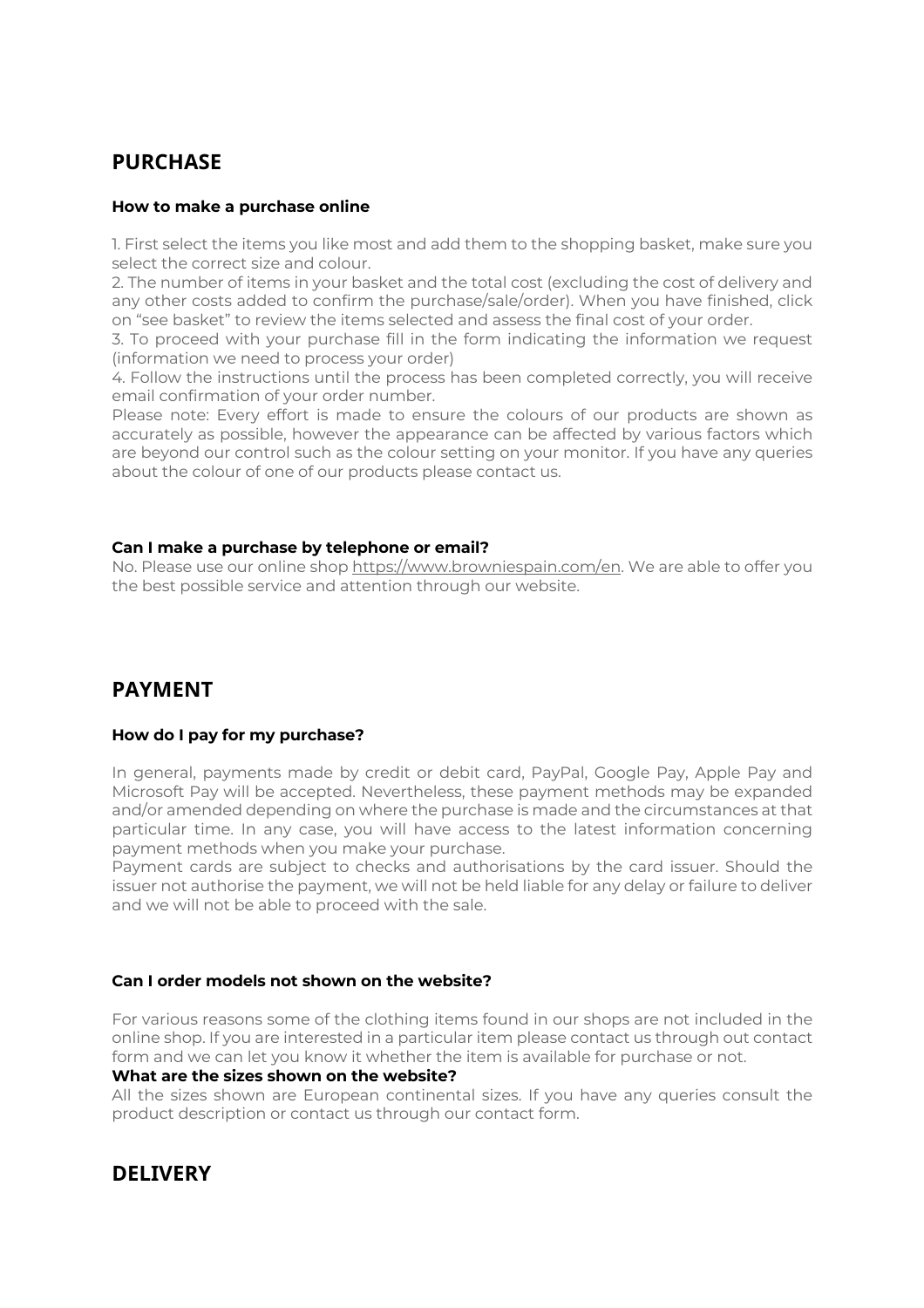## PURCHASE

### How to make a purchase online

1. First select the items you like most and add them to the shopping basket, make sure you select the correct size and colour.
2. The number of items in your basket and the total cost (excluding the cost of delivery and any other costs added to confirm the purchase/sale/order). When you have finished, click on "see basket" to review the items selected and assess the final cost of your order.
3. To proceed with your purchase fill in the form indicating the information we request (information we need to process your order)
4. Follow the instructions until the process has been completed correctly, you will receive email confirmation of your order number.

Please note: Every effort is made to ensure the colours of our products are shown as accurately as possible, however the appearance can be affected by various factors which are beyond our control such as the colour setting on your monitor. If you have any queries about the colour of one of our products please contact us.

### Can I make a purchase by telephone or email?

No. Please use our online shop https://www.browniespain.com/en. We are able to offer you the best possible service and attention through our website.

## PAYMENT

### How do I pay for my purchase?

In general, payments made by credit or debit card, PayPal, Google Pay, Apple Pay and Microsoft Pay will be accepted. Nevertheless, these payment methods may be expanded and/or amended depending on where the purchase is made and the circumstances at that particular time. In any case, you will have access to the latest information concerning payment methods when you make your purchase.

Payment cards are subject to checks and authorisations by the card issuer. Should the issuer not authorise the payment, we will not be held liable for any delay or failure to deliver and we will not be able to proceed with the sale.

### Can I order models not shown on the website?

For various reasons some of the clothing items found in our shops are not included in the online shop. If you are interested in a particular item please contact us through out contact form and we can let you know it whether the item is available for purchase or not.

### What are the sizes shown on the website?

All the sizes shown are European continental sizes. If you have any queries consult the product description or contact us through our contact form.

## DELIVERY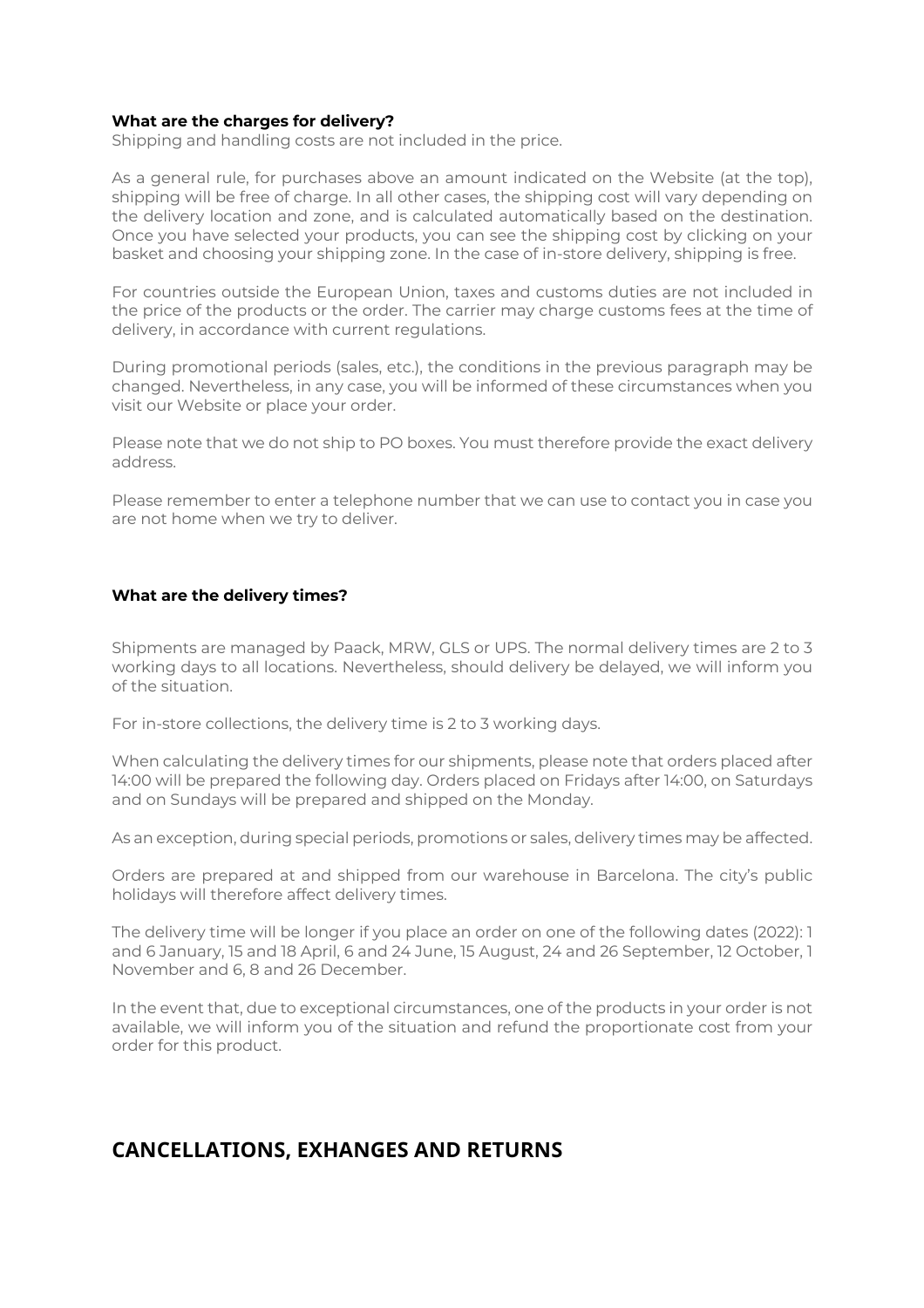**What are the charges for delivery?**

Shipping and handling costs are not included in the price.

As a general rule, for purchases above an amount indicated on the Website (at the top), shipping will be free of charge. In all other cases, the shipping cost will vary depending on the delivery location and zone, and is calculated automatically based on the destination. Once you have selected your products, you can see the shipping cost by clicking on your basket and choosing your shipping zone. In the case of in-store delivery, shipping is free.

For countries outside the European Union, taxes and customs duties are not included in the price of the products or the order. The carrier may charge customs fees at the time of delivery, in accordance with current regulations.

During promotional periods (sales, etc.), the conditions in the previous paragraph may be changed. Nevertheless, in any case, you will be informed of these circumstances when you visit our Website or place your order.

Please note that we do not ship to PO boxes. You must therefore provide the exact delivery address.

Please remember to enter a telephone number that we can use to contact you in case you are not home when we try to deliver.

**What are the delivery times?**

Shipments are managed by Paack, MRW, GLS or UPS. The normal delivery times are 2 to 3 working days to all locations. Nevertheless, should delivery be delayed, we will inform you of the situation.

For in-store collections, the delivery time is 2 to 3 working days.

When calculating the delivery times for our shipments, please note that orders placed after 14:00 will be prepared the following day. Orders placed on Fridays after 14:00, on Saturdays and on Sundays will be prepared and shipped on the Monday.

As an exception, during special periods, promotions or sales, delivery times may be affected.

Orders are prepared at and shipped from our warehouse in Barcelona. The city's public holidays will therefore affect delivery times.

The delivery time will be longer if you place an order on one of the following dates (2022): 1 and 6 January, 15 and 18 April, 6 and 24 June, 15 August, 24 and 26 September, 12 October, 1 November and 6, 8 and 26 December.

In the event that, due to exceptional circumstances, one of the products in your order is not available, we will inform you of the situation and refund the proportionate cost from your order for this product.

## CANCELLATIONS, EXHANGES AND RETURNS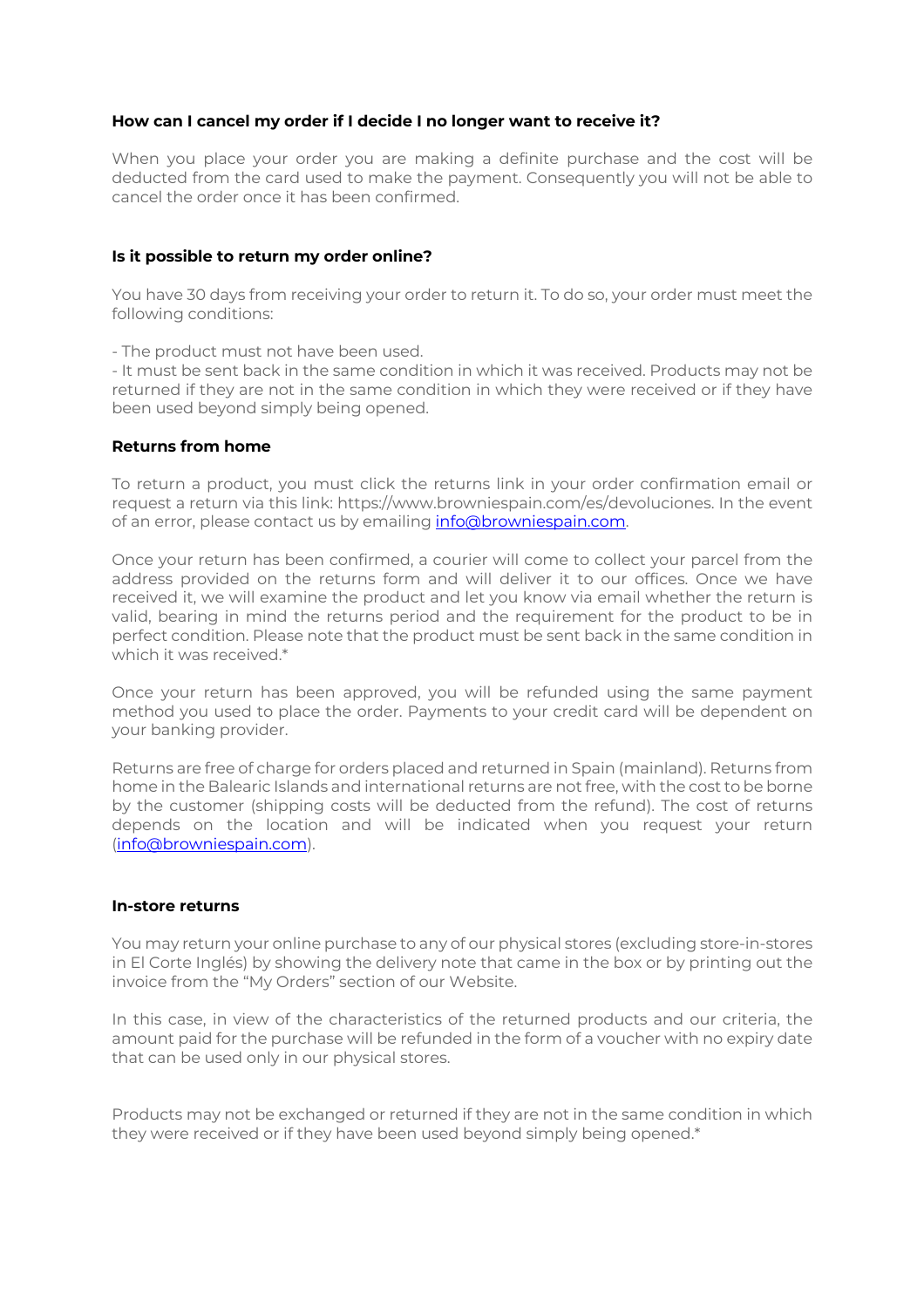**How can I cancel my order if I decide I no longer want to receive it?**

When you place your order you are making a definite purchase and the cost will be deducted from the card used to make the payment. Consequently you will not be able to cancel the order once it has been confirmed.

**Is it possible to return my order online?**

You have 30 days from receiving your order to return it. To do so, your order must meet the following conditions:

- The product must not have been used.
- It must be sent back in the same condition in which it was received. Products may not be returned if they are not in the same condition in which they were received or if they have been used beyond simply being opened.

**Returns from home**

To return a product, you must click the returns link in your order confirmation email or request a return via this link: https://www.browniespain.com/es/devoluciones. In the event of an error, please contact us by emailing info@browniespain.com.

Once your return has been confirmed, a courier will come to collect your parcel from the address provided on the returns form and will deliver it to our offices. Once we have received it, we will examine the product and let you know via email whether the return is valid, bearing in mind the returns period and the requirement for the product to be in perfect condition. Please note that the product must be sent back in the same condition in which it was received.*

Once your return has been approved, you will be refunded using the same payment method you used to place the order. Payments to your credit card will be dependent on your banking provider.

Returns are free of charge for orders placed and returned in Spain (mainland). Returns from home in the Balearic Islands and international returns are not free, with the cost to be borne by the customer (shipping costs will be deducted from the refund). The cost of returns depends on the location and will be indicated when you request your return (info@browniespain.com).

**In-store returns**

You may return your online purchase to any of our physical stores (excluding store-in-stores in El Corte Inglés) by showing the delivery note that came in the box or by printing out the invoice from the "My Orders" section of our Website.

In this case, in view of the characteristics of the returned products and our criteria, the amount paid for the purchase will be refunded in the form of a voucher with no expiry date that can be used only in our physical stores.

Products may not be exchanged or returned if they are not in the same condition in which they were received or if they have been used beyond simply being opened.*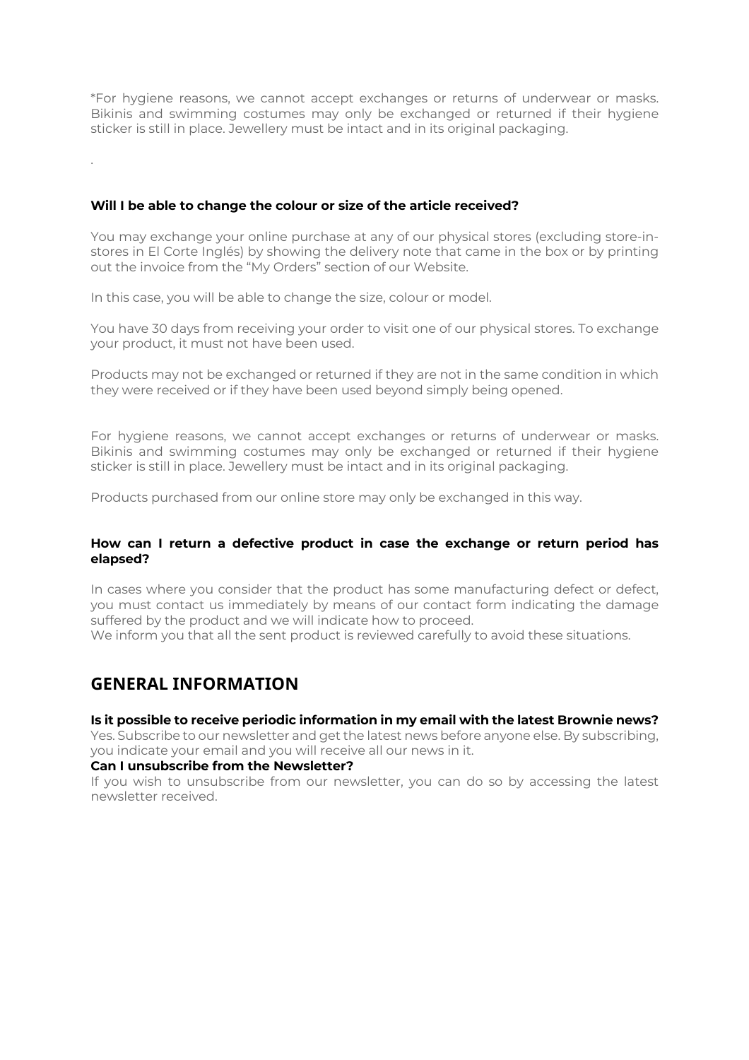*For hygiene reasons, we cannot accept exchanges or returns of underwear or masks. Bikinis and swimming costumes may only be exchanged or returned if their hygiene sticker is still in place. Jewellery must be intact and in its original packaging.

.

**Will I be able to change the colour or size of the article received?**

You may exchange your online purchase at any of our physical stores (excluding store-in-stores in El Corte Inglés) by showing the delivery note that came in the box or by printing out the invoice from the "My Orders" section of our Website.

In this case, you will be able to change the size, colour or model.

You have 30 days from receiving your order to visit one of our physical stores. To exchange your product, it must not have been used.

Products may not be exchanged or returned if they are not in the same condition in which they were received or if they have been used beyond simply being opened.

For hygiene reasons, we cannot accept exchanges or returns of underwear or masks. Bikinis and swimming costumes may only be exchanged or returned if their hygiene sticker is still in place. Jewellery must be intact and in its original packaging.

Products purchased from our online store may only be exchanged in this way.

**How can I return a defective product in case the exchange or return period has elapsed?**

In cases where you consider that the product has some manufacturing defect or defect, you must contact us immediately by means of our contact form indicating the damage suffered by the product and we will indicate how to proceed.
We inform you that all the sent product is reviewed carefully to avoid these situations.

## GENERAL INFORMATION

**Is it possible to receive periodic information in my email with the latest Brownie news?**
Yes. Subscribe to our newsletter and get the latest news before anyone else. By subscribing, you indicate your email and you will receive all our news in it.

**Can I unsubscribe from the Newsletter?**
If you wish to unsubscribe from our newsletter, you can do so by accessing the latest newsletter received.